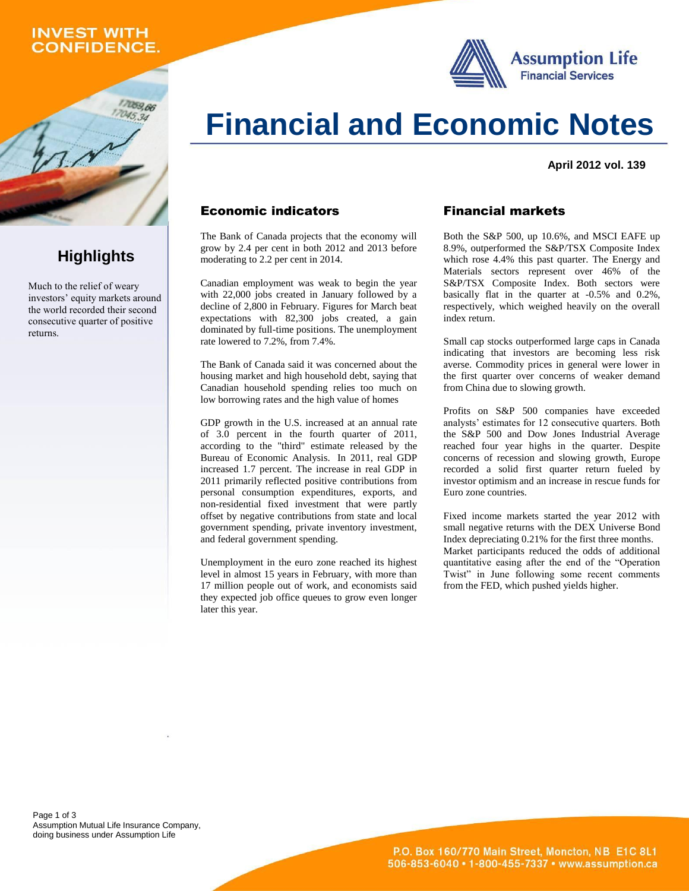INVEST WITH CONFIDENCE.

Assumption Life
Financial Services

# Financial and Economic Notes

**April 2012 vol. 139**

## Highlights

Much to the relief of weary investors' equity markets around the world recorded their second consecutive quarter of positive returns.

## Economic indicators

The Bank of Canada projects that the economy will grow by 2.4 per cent in both 2012 and 2013 before moderating to 2.2 per cent in 2014.

Canadian employment was weak to begin the year with 22,000 jobs created in January followed by a decline of 2,800 in February. Figures for March beat expectations with 82,300 jobs created, a gain dominated by full-time positions. The unemployment rate lowered to 7.2%, from 7.4%.

The Bank of Canada said it was concerned about the housing market and high household debt, saying that Canadian household spending relies too much on low borrowing rates and the high value of homes

GDP growth in the U.S. increased at an annual rate of 3.0 percent in the fourth quarter of 2011, according to the "third" estimate released by the Bureau of Economic Analysis. In 2011, real GDP increased 1.7 percent. The increase in real GDP in 2011 primarily reflected positive contributions from personal consumption expenditures, exports, and non-residential fixed investment that were partly offset by negative contributions from state and local government spending, private inventory investment, and federal government spending.

Unemployment in the euro zone reached its highest level in almost 15 years in February, with more than 17 million people out of work, and economists said they expected job office queues to grow even longer later this year.

## Financial markets

Both the S&P 500, up 10.6%, and MSCI EAFE up 8.9%, outperformed the S&P/TSX Composite Index which rose 4.4% this past quarter. The Energy and Materials sectors represent over 46% of the S&P/TSX Composite Index. Both sectors were basically flat in the quarter at -0.5% and 0.2%, respectively, which weighed heavily on the overall index return.

Small cap stocks outperformed large caps in Canada indicating that investors are becoming less risk averse. Commodity prices in general were lower in the first quarter over concerns of weaker demand from China due to slowing growth.

Profits on S&P 500 companies have exceeded analysts' estimates for 12 consecutive quarters. Both the S&P 500 and Dow Jones Industrial Average reached four year highs in the quarter. Despite concerns of recession and slowing growth, Europe recorded a solid first quarter return fueled by investor optimism and an increase in rescue funds for Euro zone countries.

Fixed income markets started the year 2012 with small negative returns with the DEX Universe Bond Index depreciating 0.21% for the first three months. Market participants reduced the odds of additional quantitative easing after the end of the "Operation Twist" in June following some recent comments from the FED, which pushed yields higher.

Assumption Mutual Life Insurance Company, doing business under Assumption Life

P.O. Box 160/770 Main Street, Moncton, NB E1C 8L1
506-853-6040 • 1-800-455-7337 • www.assumption.ca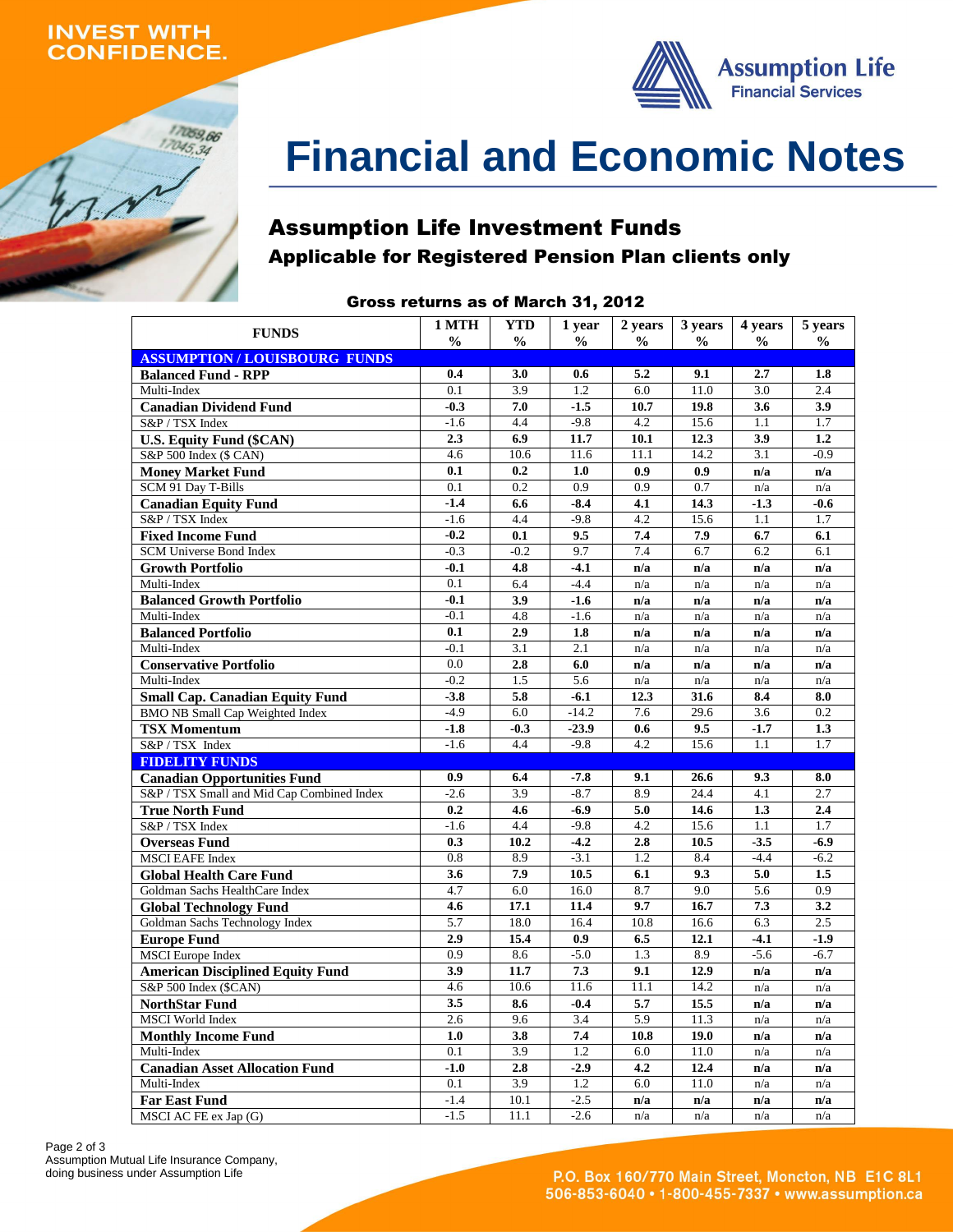INVEST WITH CONFIDENCE.

Assumption Life Financial Services

# Financial and Economic Notes

## Assumption Life Investment Funds

### Applicable for Registered Pension Plan clients only

**Gross returns as of March 31, 2012**

| FUNDS | 1 MTH % | YTD % | 1 year % | 2 years % | 3 years % | 4 years % | 5 years % |
|---|---|---|---|---|---|---|---|
| **ASSUMPTION / LOUISBOURG FUNDS** | | | | | | | |
| **Balanced Fund - RPP** | **0.4** | **3.0** | **0.6** | **5.2** | **9.1** | **2.7** | **1.8** |
| Multi-Index | 0.1 | 3.9 | 1.2 | 6.0 | 11.0 | 3.0 | 2.4 |
| **Canadian Dividend Fund** | **-0.3** | **7.0** | **-1.5** | **10.7** | **19.8** | **3.6** | **3.9** |
| S&P / TSX Index | -1.6 | 4.4 | -9.8 | 4.2 | 15.6 | 1.1 | 1.7 |
| **U.S. Equity Fund ($CAN)** | **2.3** | **6.9** | **11.7** | **10.1** | **12.3** | **3.9** | **1.2** |
| S&P 500 Index ($ CAN) | 4.6 | 10.6 | 11.6 | 11.1 | 14.2 | 3.1 | -0.9 |
| **Money Market Fund** | **0.1** | **0.2** | **1.0** | **0.9** | **0.9** | **n/a** | **n/a** |
| SCM 91 Day T-Bills | 0.1 | 0.2 | 0.9 | 0.9 | 0.7 | n/a | n/a |
| **Canadian Equity Fund** | **-1.4** | **6.6** | **-8.4** | **4.1** | **14.3** | **-1.3** | **-0.6** |
| S&P / TSX Index | -1.6 | 4.4 | -9.8 | 4.2 | 15.6 | 1.1 | 1.7 |
| **Fixed Income Fund** | **-0.2** | **0.1** | **9.5** | **7.4** | **7.9** | **6.7** | **6.1** |
| SCM Universe Bond Index | -0.3 | -0.2 | 9.7 | 7.4 | 6.7 | 6.2 | 6.1 |
| **Growth Portfolio** | **-0.1** | **4.8** | **-4.1** | **n/a** | **n/a** | **n/a** | **n/a** |
| Multi-Index | 0.1 | 6.4 | -4.4 | n/a | n/a | n/a | n/a |
| **Balanced Growth Portfolio** | **-0.1** | **3.9** | **-1.6** | **n/a** | **n/a** | **n/a** | **n/a** |
| Multi-Index | -0.1 | 4.8 | -1.6 | n/a | n/a | n/a | n/a |
| **Balanced Portfolio** | **0.1** | **2.9** | **1.8** | **n/a** | **n/a** | **n/a** | **n/a** |
| Multi-Index | -0.1 | 3.1 | 2.1 | n/a | n/a | n/a | n/a |
| **Conservative Portfolio** | **0.0** | **2.8** | **6.0** | **n/a** | **n/a** | **n/a** | **n/a** |
| Multi-Index | -0.2 | 1.5 | 5.6 | n/a | n/a | n/a | n/a |
| **Small Cap. Canadian Equity Fund** | **-3.8** | **5.8** | **-6.1** | **12.3** | **31.6** | **8.4** | **8.0** |
| BMO NB Small Cap Weighted Index | -4.9 | 6.0 | -14.2 | 7.6 | 29.6 | 3.6 | 0.2 |
| **TSX Momentum** | **-1.8** | **-0.3** | **-23.9** | **0.6** | **9.5** | **-1.7** | **1.3** |
| S&P / TSX Index | -1.6 | 4.4 | -9.8 | 4.2 | 15.6 | 1.1 | 1.7 |
| **FIDELITY FUNDS** | | | | | | | |
| **Canadian Opportunities Fund** | **0.9** | **6.4** | **-7.8** | **9.1** | **26.6** | **9.3** | **8.0** |
| S&P / TSX Small and Mid Cap Combined Index | -2.6 | 3.9 | -8.7 | 8.9 | 24.4 | 4.1 | 2.7 |
| **True North Fund** | **0.2** | **4.6** | **-6.9** | **5.0** | **14.6** | **1.3** | **2.4** |
| S&P / TSX Index | -1.6 | 4.4 | -9.8 | 4.2 | 15.6 | 1.1 | 1.7 |
| **Overseas Fund** | **0.3** | **10.2** | **-4.2** | **2.8** | **10.5** | **-3.5** | **-6.9** |
| MSCI EAFE Index | 0.8 | 8.9 | -3.1 | 1.2 | 8.4 | -4.4 | -6.2 |
| **Global Health Care Fund** | **3.6** | **7.9** | **10.5** | **6.1** | **9.3** | **5.0** | **1.5** |
| Goldman Sachs HealthCare Index | 4.7 | 6.0 | 16.0 | 8.7 | 9.0 | 5.6 | 0.9 |
| **Global Technology Fund** | **4.6** | **17.1** | **11.4** | **9.7** | **16.7** | **7.3** | **3.2** |
| Goldman Sachs Technology Index | 5.7 | 18.0 | 16.4 | 10.8 | 16.6 | 6.3 | 2.5 |
| **Europe Fund** | **2.9** | **15.4** | **0.9** | **6.5** | **12.1** | **-4.1** | **-1.9** |
| MSCI Europe Index | 0.9 | 8.6 | -5.0 | 1.3 | 8.9 | -5.6 | -6.7 |
| **American Disciplined Equity Fund** | **3.9** | **11.7** | **7.3** | **9.1** | **12.9** | **n/a** | **n/a** |
| S&P 500 Index ($CAN) | 4.6 | 10.6 | 11.6 | 11.1 | 14.2 | n/a | n/a |
| **NorthStar Fund** | **3.5** | **8.6** | **-0.4** | **5.7** | **15.5** | **n/a** | **n/a** |
| MSCI World Index | 2.6 | 9.6 | 3.4 | 5.9 | 11.3 | n/a | n/a |
| **Monthly Income Fund** | **1.0** | **3.8** | **7.4** | **10.8** | **19.0** | **n/a** | **n/a** |
| Multi-Index | 0.1 | 3.9 | 1.2 | 6.0 | 11.0 | n/a | n/a |
| **Canadian Asset Allocation Fund** | **-1.0** | **2.8** | **-2.9** | **4.2** | **12.4** | **n/a** | **n/a** |
| Multi-Index | 0.1 | 3.9 | 1.2 | 6.0 | 11.0 | n/a | n/a |
| **Far East Fund** | -1.4 | 10.1 | -2.5 | **n/a** | **n/a** | **n/a** | **n/a** |
| MSCI AC FE ex Jap (G) | -1.5 | 11.1 | -2.6 | n/a | n/a | n/a | n/a |

Assumption Mutual Life Insurance Company, doing business under Assumption Life

P.O. Box 160/770 Main Street, Moncton, NB E1C 8L1
506-853-6040 • 1-800-455-7337 • www.assumption.ca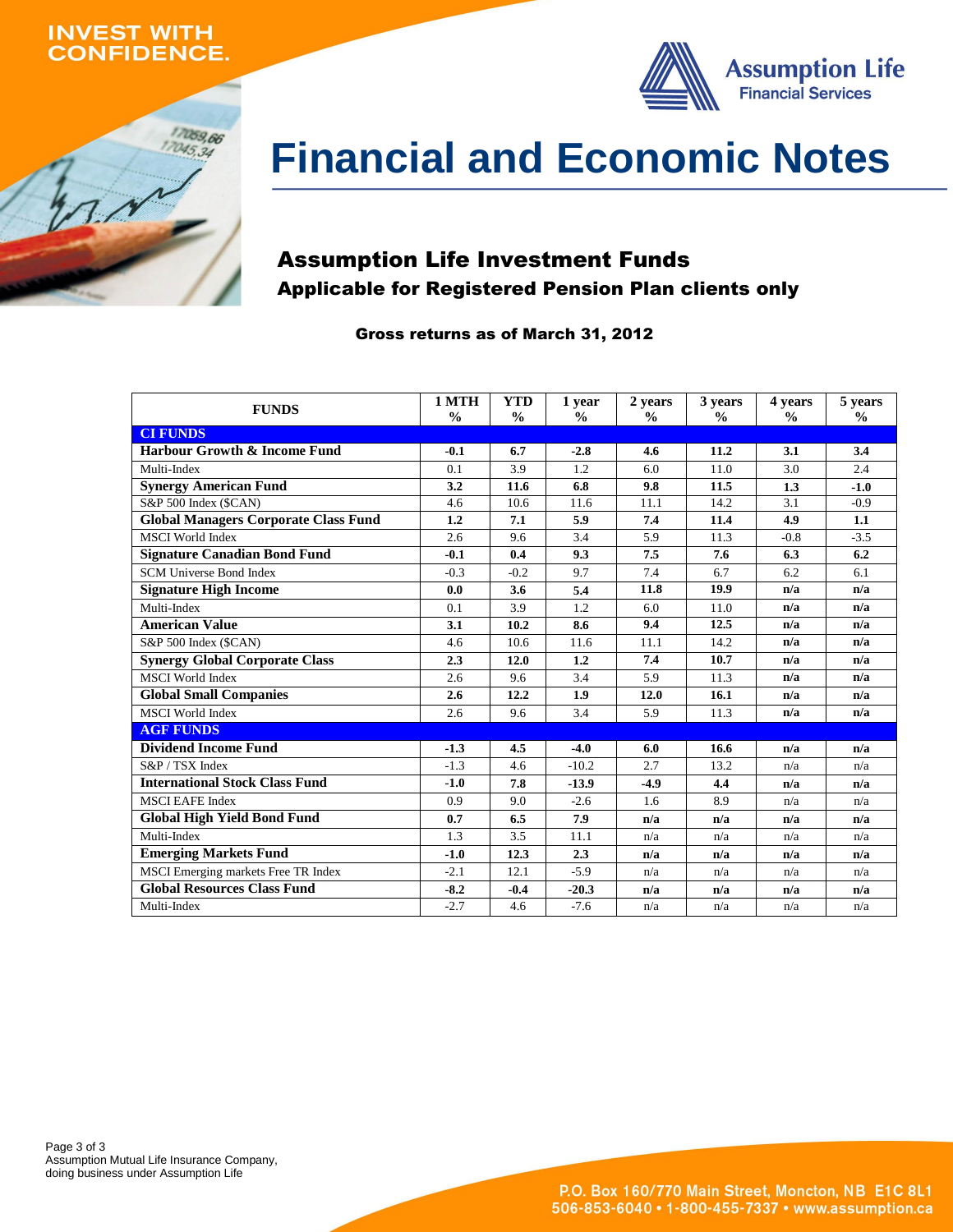INVEST WITH CONFIDENCE.

Assumption Life
Financial Services

# Financial and Economic Notes

## Assumption Life Investment Funds

### Applicable for Registered Pension Plan clients only

**Gross returns as of March 31, 2012**

| FUNDS | 1 MTH % | YTD % | 1 year % | 2 years % | 3 years % | 4 years % | 5 years % |
|---|---|---|---|---|---|---|---|
| **CI FUNDS** | | | | | | | |
| **Harbour Growth & Income Fund** | **-0.1** | **6.7** | **-2.8** | **4.6** | **11.2** | **3.1** | **3.4** |
| Multi-Index | 0.1 | 3.9 | 1.2 | 6.0 | 11.0 | 3.0 | 2.4 |
| **Synergy American Fund** | **3.2** | **11.6** | **6.8** | **9.8** | **11.5** | **1.3** | **-1.0** |
| S&P 500 Index ($CAN) | 4.6 | 10.6 | 11.6 | 11.1 | 14.2 | 3.1 | -0.9 |
| **Global Managers Corporate Class Fund** | **1.2** | **7.1** | **5.9** | **7.4** | **11.4** | **4.9** | **1.1** |
| MSCI World Index | 2.6 | 9.6 | 3.4 | 5.9 | 11.3 | -0.8 | -3.5 |
| **Signature Canadian Bond Fund** | **-0.1** | **0.4** | **9.3** | **7.5** | **7.6** | **6.3** | **6.2** |
| SCM Universe Bond Index | -0.3 | -0.2 | 9.7 | 7.4 | 6.7 | 6.2 | 6.1 |
| **Signature High Income** | **0.0** | **3.6** | **5.4** | **11.8** | **19.9** | **n/a** | **n/a** |
| Multi-Index | 0.1 | 3.9 | 1.2 | 6.0 | 11.0 | **n/a** | **n/a** |
| **American Value** | **3.1** | **10.2** | **8.6** | **9.4** | **12.5** | **n/a** | **n/a** |
| S&P 500 Index ($CAN) | 4.6 | 10.6 | 11.6 | 11.1 | 14.2 | **n/a** | **n/a** |
| **Synergy Global Corporate Class** | **2.3** | **12.0** | **1.2** | **7.4** | **10.7** | **n/a** | **n/a** |
| MSCI World Index | 2.6 | 9.6 | 3.4 | 5.9 | 11.3 | **n/a** | **n/a** |
| **Global Small Companies** | **2.6** | **12.2** | **1.9** | **12.0** | **16.1** | **n/a** | **n/a** |
| MSCI World Index | 2.6 | 9.6 | 3.4 | 5.9 | 11.3 | **n/a** | **n/a** |
| **AGF FUNDS** | | | | | | | |
| **Dividend Income Fund** | **-1.3** | **4.5** | **-4.0** | **6.0** | **16.6** | **n/a** | **n/a** |
| S&P / TSX Index | -1.3 | 4.6 | -10.2 | 2.7 | 13.2 | n/a | n/a |
| **International Stock Class Fund** | **-1.0** | **7.8** | **-13.9** | **-4.9** | **4.4** | **n/a** | **n/a** |
| MSCI EAFE Index | 0.9 | 9.0 | -2.6 | 1.6 | 8.9 | n/a | n/a |
| **Global High Yield Bond Fund** | **0.7** | **6.5** | **7.9** | **n/a** | **n/a** | **n/a** | **n/a** |
| Multi-Index | 1.3 | 3.5 | 11.1 | n/a | n/a | n/a | n/a |
| **Emerging Markets Fund** | **-1.0** | **12.3** | **2.3** | **n/a** | **n/a** | **n/a** | **n/a** |
| MSCI Emerging markets Free TR Index | -2.1 | 12.1 | -5.9 | n/a | n/a | n/a | n/a |
| **Global Resources Class Fund** | **-8.2** | **-0.4** | **-20.3** | **n/a** | **n/a** | **n/a** | **n/a** |
| Multi-Index | -2.7 | 4.6 | -7.6 | n/a | n/a | n/a | n/a |

Assumption Mutual Life Insurance Company,
doing business under Assumption Life

P.O. Box 160/770 Main Street, Moncton, NB E1C 8L1
506-853-6040 • 1-800-455-7337 • www.assumption.ca